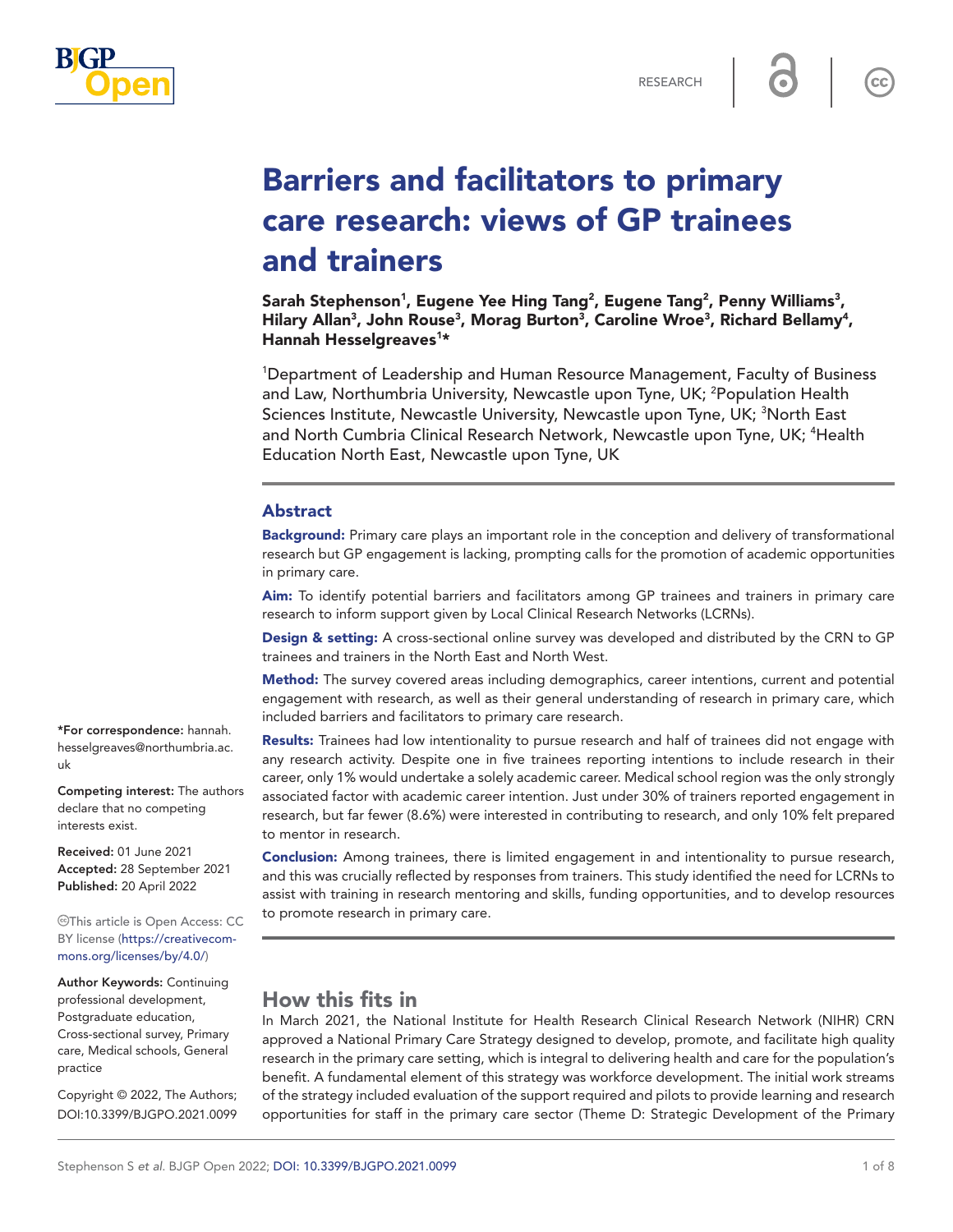RESEARCH

# Barriers and facilitators to primary care research: views of GP trainees and trainers

**Sarah Stephenson[1], Eugene Yee Hing Tang[2], Eugene Tang[2], Penny Williams[3], Hilary Allan[3], John Rouse[3], Morag Burton[3], Caroline Wroe[3], Richard Bellamy[4], Hannah Hesselgreaves[1]***

[1]Department of Leadership and Human Resource Management, Faculty of Business and Law, Northumbria University, Newcastle upon Tyne, UK; [2]Population Health Sciences Institute, Newcastle University, Newcastle upon Tyne, UK; [3]North East and North Cumbria Clinical Research Network, Newcastle upon Tyne, UK; [4]Health Education North East, Newcastle upon Tyne, UK

## Abstract

**Background:** Primary care plays an important role in the conception and delivery of transformational research but GP engagement is lacking, prompting calls for the promotion of academic opportunities in primary care.

**Aim:** To identify potential barriers and facilitators among GP trainees and trainers in primary care research to inform support given by Local Clinical Research Networks (LCRNs).

**Design & setting:** A cross-sectional online survey was developed and distributed by the CRN to GP trainees and trainers in the North East and North West.

**Method:** The survey covered areas including demographics, career intentions, current and potential engagement with research, as well as their general understanding of research in primary care, which included barriers and facilitators to primary care research.

**Results:** Trainees had low intentionality to pursue research and half of trainees did not engage with any research activity. Despite one in five trainees reporting intentions to include research in their career, only 1% would undertake a solely academic career. Medical school region was the only strongly associated factor with academic career intention. Just under 30% of trainers reported engagement in research, but far fewer (8.6%) were interested in contributing to research, and only 10% felt prepared to mentor in research.

**Conclusion:** Among trainees, there is limited engagement in and intentionality to pursue research, and this was crucially reflected by responses from trainers. This study identified the need for LCRNs to assist with training in research mentoring and skills, funding opportunities, and to develop resources to promote research in primary care.

*For correspondence: hannah.hesselgreaves@northumbria.ac.uk

**Competing interest:** The authors declare that no competing interests exist.

**Received:** 01 June 2021
**Accepted:** 28 September 2021
**Published:** 20 April 2022

This article is Open Access: CC BY license (https://creativecommons.org/licenses/by/4.0/)

**Author Keywords:** Continuing professional development, Postgraduate education, Cross-sectional survey, Primary care, Medical schools, General practice

Copyright © 2022, The Authors; DOI:10.3399/BJGPO.2021.0099

## How this fits in

In March 2021, the National Institute for Health Research Clinical Research Network (NIHR) CRN approved a National Primary Care Strategy designed to develop, promote, and facilitate high quality research in the primary care setting, which is integral to delivering health and care for the population's benefit. A fundamental element of this strategy was workforce development. The initial work streams of the strategy included evaluation of the support required and pilots to provide learning and research opportunities for staff in the primary care sector (Theme D: Strategic Development of the Primary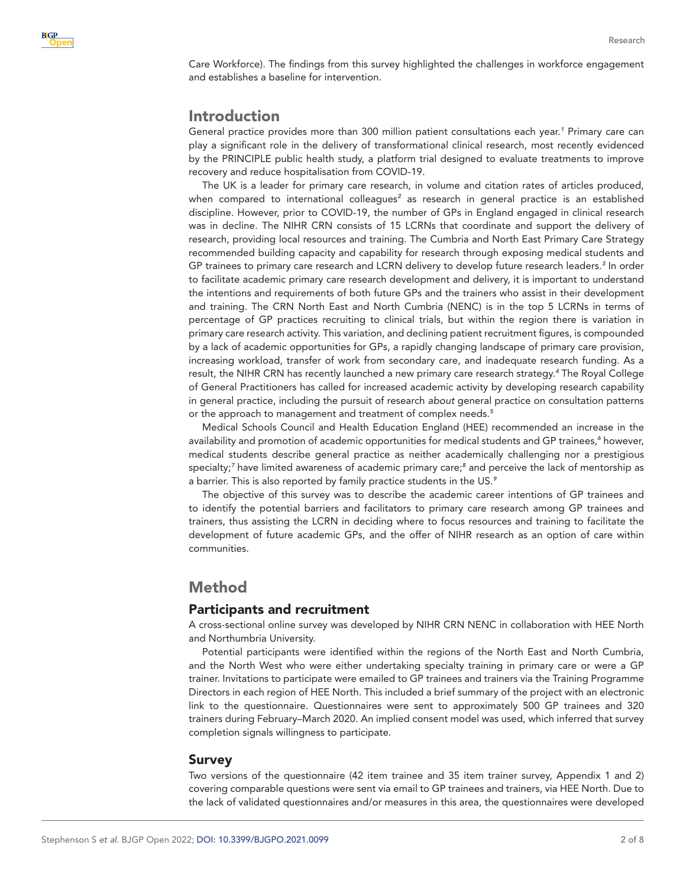Care Workforce). The findings from this survey highlighted the challenges in workforce engagement and establishes a baseline for intervention.

## Introduction

General practice provides more than 300 million patient consultations each year.[1] Primary care can play a significant role in the delivery of transformational clinical research, most recently evidenced by the PRINCIPLE public health study, a platform trial designed to evaluate treatments to improve recovery and reduce hospitalisation from COVID-19.

The UK is a leader for primary care research, in volume and citation rates of articles produced, when compared to international colleagues[2] as research in general practice is an established discipline. However, prior to COVID-19, the number of GPs in England engaged in clinical research was in decline. The NIHR CRN consists of 15 LCRNs that coordinate and support the delivery of research, providing local resources and training. The Cumbria and North East Primary Care Strategy recommended building capacity and capability for research through exposing medical students and GP trainees to primary care research and LCRN delivery to develop future research leaders.[3] In order to facilitate academic primary care research development and delivery, it is important to understand the intentions and requirements of both future GPs and the trainers who assist in their development and training. The CRN North East and North Cumbria (NENC) is in the top 5 LCRNs in terms of percentage of GP practices recruiting to clinical trials, but within the region there is variation in primary care research activity. This variation, and declining patient recruitment figures, is compounded by a lack of academic opportunities for GPs, a rapidly changing landscape of primary care provision, increasing workload, transfer of work from secondary care, and inadequate research funding. As a result, the NIHR CRN has recently launched a new primary care research strategy.[4] The Royal College of General Practitioners has called for increased academic activity by developing research capability in general practice, including the pursuit of research *about* general practice on consultation patterns or the approach to management and treatment of complex needs.[5]

Medical Schools Council and Health Education England (HEE) recommended an increase in the availability and promotion of academic opportunities for medical students and GP trainees,[6] however, medical students describe general practice as neither academically challenging nor a prestigious specialty;[7] have limited awareness of academic primary care;[8] and perceive the lack of mentorship as a barrier. This is also reported by family practice students in the US.[9]

The objective of this survey was to describe the academic career intentions of GP trainees and to identify the potential barriers and facilitators to primary care research among GP trainees and trainers, thus assisting the LCRN in deciding where to focus resources and training to facilitate the development of future academic GPs, and the offer of NIHR research as an option of care within communities.

## Method

### Participants and recruitment

A cross-sectional online survey was developed by NIHR CRN NENC in collaboration with HEE North and Northumbria University.

Potential participants were identified within the regions of the North East and North Cumbria, and the North West who were either undertaking specialty training in primary care or were a GP trainer. Invitations to participate were emailed to GP trainees and trainers via the Training Programme Directors in each region of HEE North. This included a brief summary of the project with an electronic link to the questionnaire. Questionnaires were sent to approximately 500 GP trainees and 320 trainers during February–March 2020. An implied consent model was used, which inferred that survey completion signals willingness to participate.

### Survey

Two versions of the questionnaire (42 item trainee and 35 item trainer survey, Appendix 1 and 2) covering comparable questions were sent via email to GP trainees and trainers, via HEE North. Due to the lack of validated questionnaires and/or measures in this area, the questionnaires were developed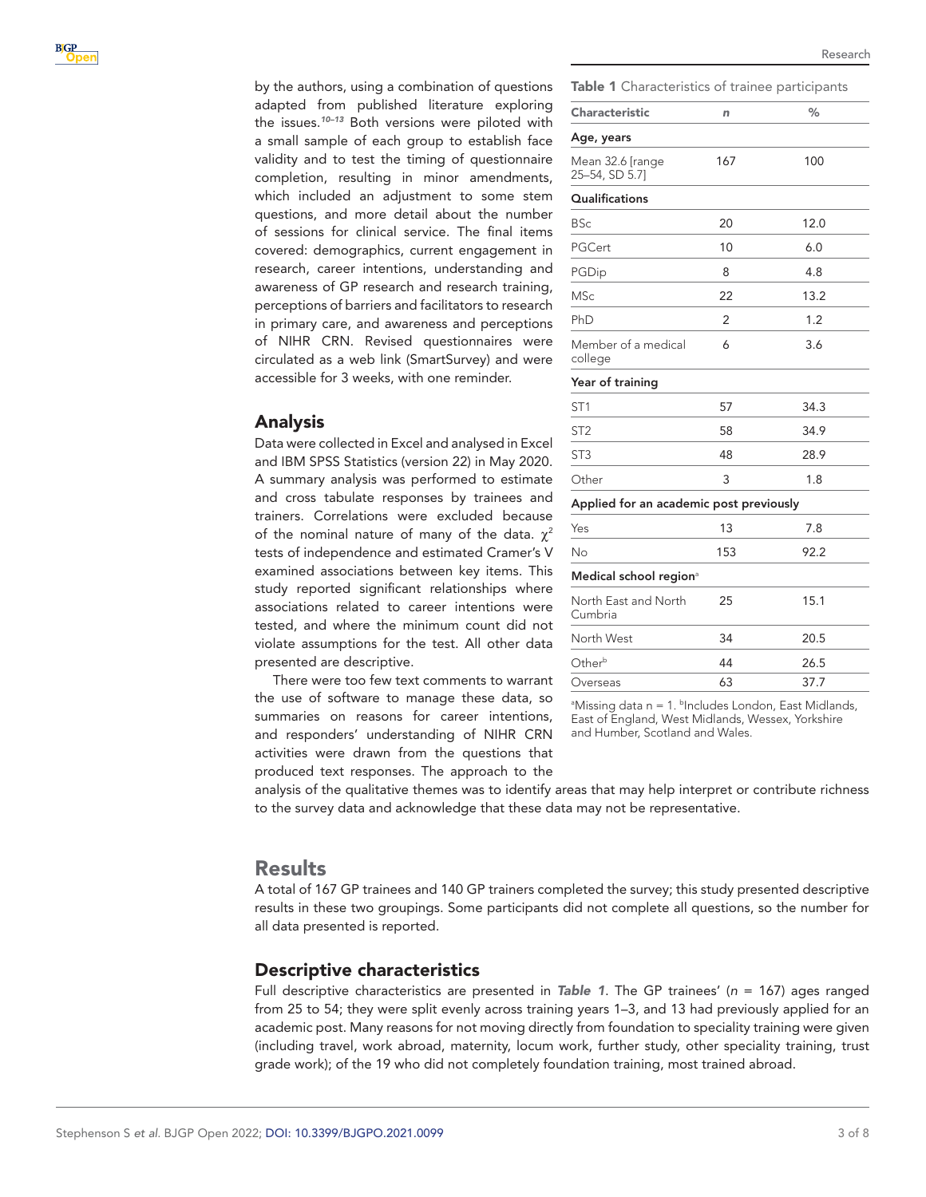by the authors, using a combination of questions adapted from published literature exploring the issues.[10–13] Both versions were piloted with a small sample of each group to establish face validity and to test the timing of questionnaire completion, resulting in minor amendments, which included an adjustment to some stem questions, and more detail about the number of sessions for clinical service. The final items covered: demographics, current engagement in research, career intentions, understanding and awareness of GP research and research training, perceptions of barriers and facilitators to research in primary care, and awareness and perceptions of NIHR CRN. Revised questionnaires were circulated as a web link (SmartSurvey) and were accessible for 3 weeks, with one reminder.

## Analysis

Data were collected in Excel and analysed in Excel and IBM SPSS Statistics (version 22) in May 2020. A summary analysis was performed to estimate and cross tabulate responses by trainees and trainers. Correlations were excluded because of the nominal nature of many of the data. $\chi^2$ tests of independence and estimated Cramer's V examined associations between key items. This study reported significant relationships where associations related to career intentions were tested, and where the minimum count did not violate assumptions for the test. All other data presented are descriptive.

There were too few text comments to warrant the use of software to manage these data, so summaries on reasons for career intentions, and responders' understanding of NIHR CRN activities were drawn from the questions that produced text responses. The approach to the analysis of the qualitative themes was to identify areas that may help interpret or contribute richness to the survey data and acknowledge that these data may not be representative.

**Table 1** Characteristics of trainee participants

| Characteristic | *n* | % |
|---|---|---|
| **Age, years** | | |
| Mean 32.6 [range 25–54, SD 5.7] | 167 | 100 |
| **Qualifications** | | |
| BSc | 20 | 12.0 |
| PGCert | 10 | 6.0 |
| PGDip | 8 | 4.8 |
| MSc | 22 | 13.2 |
| PhD | 2 | 1.2 |
| Member of a medical college | 6 | 3.6 |
| **Year of training** | | |
| ST1 | 57 | 34.3 |
| ST2 | 58 | 34.9 |
| ST3 | 48 | 28.9 |
| Other | 3 | 1.8 |
| **Applied for an academic post previously** | | |
| Yes | 13 | 7.8 |
| No | 153 | 92.2 |
| **Medical school region**[a] | | |
| North East and North Cumbria | 25 | 15.1 |
| North West | 34 | 20.5 |
| Other[b] | 44 | 26.5 |
| Overseas | 63 | 37.7 |

[a]Missing data n = 1. [b]Includes London, East Midlands, East of England, West Midlands, Wessex, Yorkshire and Humber, Scotland and Wales.

# Results

A total of 167 GP trainees and 140 GP trainers completed the survey; this study presented descriptive results in these two groupings. Some participants did not complete all questions, so the number for all data presented is reported.

## Descriptive characteristics

Full descriptive characteristics are presented in ***Table 1***. The GP trainees' ($n$ = 167) ages ranged from 25 to 54; they were split evenly across training years 1–3, and 13 had previously applied for an academic post. Many reasons for not moving directly from foundation to speciality training were given (including travel, work abroad, maternity, locum work, further study, other speciality training, trust grade work); of the 19 who did not completely foundation training, most trained abroad.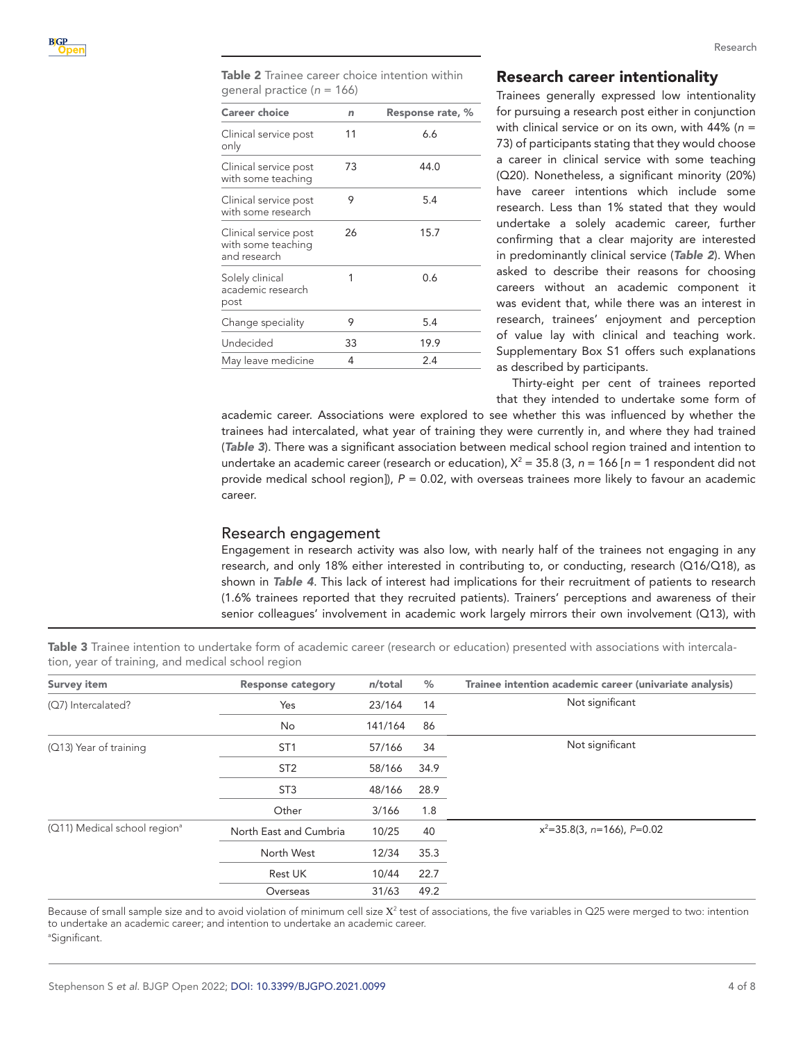**Table 2** Trainee career choice intention within general practice ($n$ = 166)

| Career choice | $n$ | Response rate, % |
|---|---|---|
| Clinical service post only | 11 | 6.6 |
| Clinical service post with some teaching | 73 | 44.0 |
| Clinical service post with some research | 9 | 5.4 |
| Clinical service post with some teaching and research | 26 | 15.7 |
| Solely clinical academic research post | 1 | 0.6 |
| Change speciality | 9 | 5.4 |
| Undecided | 33 | 19.9 |
| May leave medicine | 4 | 2.4 |

## Research career intentionality

Trainees generally expressed low intentionality for pursuing a research post either in conjunction with clinical service or on its own, with 44% ($n$ = 73) of participants stating that they would choose a career in clinical service with some teaching (Q20). Nonetheless, a significant minority (20%) have career intentions which include some research. Less than 1% stated that they would undertake a solely academic career, further confirming that a clear majority are interested in predominantly clinical service (***Table 2***). When asked to describe their reasons for choosing careers without an academic component it was evident that, while there was an interest in research, trainees' enjoyment and perception of value lay with clinical and teaching work. Supplementary Box S1 offers such explanations as described by participants.

Thirty-eight per cent of trainees reported that they intended to undertake some form of academic career. Associations were explored to see whether this was influenced by whether the trainees had intercalated, what year of training they were currently in, and where they had trained (***Table 3***). There was a significant association between medical school region trained and intention to undertake an academic career (research or education), $X^2$ = 35.8 (3, $n$ = 166 [$n$ = 1 respondent did not provide medical school region]), $P$ = 0.02, with overseas trainees more likely to favour an academic career.

## Research engagement

Engagement in research activity was also low, with nearly half of the trainees not engaging in any research, and only 18% either interested in contributing to, or conducting, research (Q16/Q18), as shown in ***Table 4***. This lack of interest had implications for their recruitment of patients to research (1.6% trainees reported that they recruited patients). Trainers' perceptions and awareness of their senior colleagues' involvement in academic work largely mirrors their own involvement (Q13), with

**Table 3** Trainee intention to undertake form of academic career (research or education) presented with associations with intercalation, year of training, and medical school region

| Survey item | Response category | $n$/total | % | Trainee intention academic career (univariate analysis) |
|---|---|---|---|---|
| (Q7) Intercalated? | Yes | 23/164 | 14 | Not significant |
| | No | 141/164 | 86 | |
| (Q13) Year of training | ST1 | 57/166 | 34 | Not significant |
| | ST2 | 58/166 | 34.9 | |
| | ST3 | 48/166 | 28.9 | |
| | Other | 3/166 | 1.8 | |
| (Q11) Medical school region[a] | North East and Cumbria | 10/25 | 40 | $x^2$=35.8(3, $n$=166), $P$=0.02 |
| | North West | 12/34 | 35.3 | |
| | Rest UK | 10/44 | 22.7 | |
| | Overseas | 31/63 | 49.2 | |

Because of small sample size and to avoid violation of minimum cell size $X^2$ test of associations, the five variables in Q25 were merged to two: intention to undertake an academic career; and intention to undertake an academic career.
[a]Significant.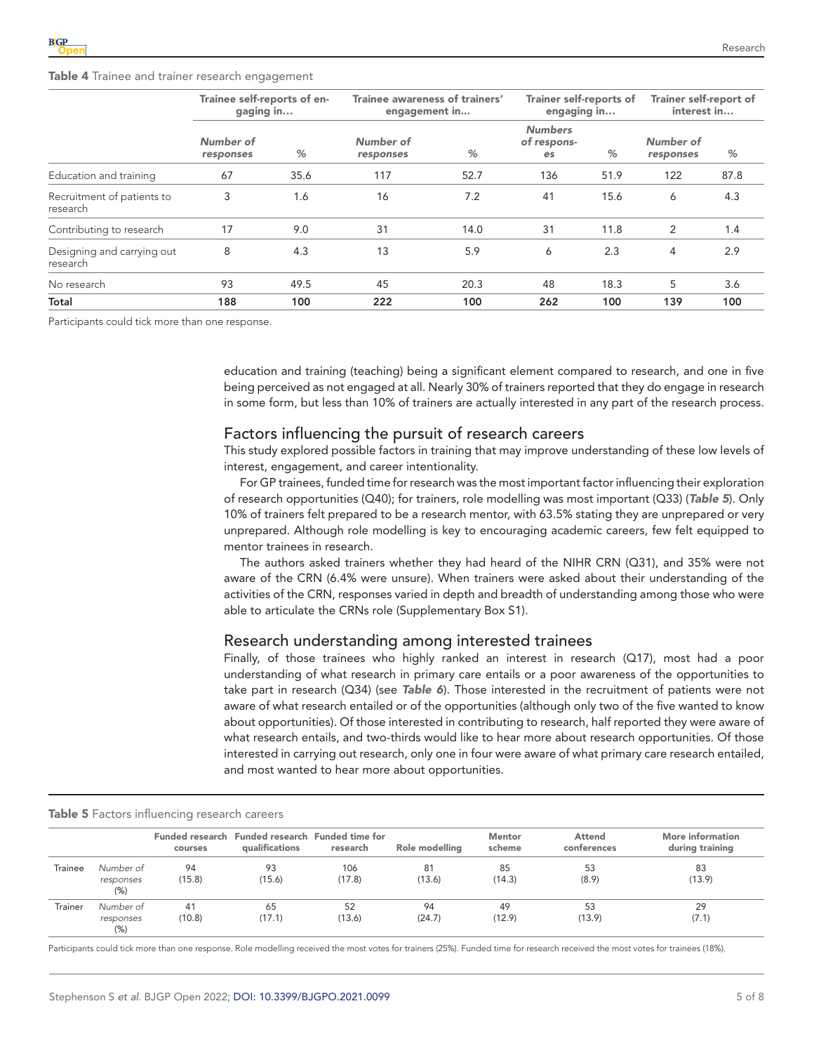**Table 4** Trainee and trainer research engagement

| | Trainee self-reports of engaging in… | | Trainee awareness of trainers' engagement in… | | Trainer self-reports of engaging in… | | Trainer self-report of interest in… | |
|---|---|---|---|---|---|---|---|---|
| | *Number of responses* | *%* | *Number of responses* | *%* | *Numbers of responses* | *%* | *Number of responses* | *%* |
| Education and training | 67 | 35.6 | 117 | 52.7 | 136 | 51.9 | 122 | 87.8 |
| Recruitment of patients to research | 3 | 1.6 | 16 | 7.2 | 41 | 15.6 | 6 | 4.3 |
| Contributing to research | 17 | 9.0 | 31 | 14.0 | 31 | 11.8 | 2 | 1.4 |
| Designing and carrying out research | 8 | 4.3 | 13 | 5.9 | 6 | 2.3 | 4 | 2.9 |
| No research | 93 | 49.5 | 45 | 20.3 | 48 | 18.3 | 5 | 3.6 |
| **Total** | **188** | **100** | **222** | **100** | **262** | **100** | **139** | **100** |

Participants could tick more than one response.

education and training (teaching) being a significant element compared to research, and one in five being perceived as not engaged at all. Nearly 30% of trainers reported that they do engage in research in some form, but less than 10% of trainers are actually interested in any part of the research process.

## Factors influencing the pursuit of research careers

This study explored possible factors in training that may improve understanding of these low levels of interest, engagement, and career intentionality.

For GP trainees, funded time for research was the most important factor influencing their exploration of research opportunities (Q40); for trainers, role modelling was most important (Q33) (***Table 5***). Only 10% of trainers felt prepared to be a research mentor, with 63.5% stating they are unprepared or very unprepared. Although role modelling is key to encouraging academic careers, few felt equipped to mentor trainees in research.

The authors asked trainers whether they had heard of the NIHR CRN (Q31), and 35% were not aware of the CRN (6.4% were unsure). When trainers were asked about their understanding of the activities of the CRN, responses varied in depth and breadth of understanding among those who were able to articulate the CRNs role (Supplementary Box S1).

## Research understanding among interested trainees

Finally, of those trainees who highly ranked an interest in research (Q17), most had a poor understanding of what research in primary care entails or a poor awareness of the opportunities to take part in research (Q34) (see ***Table 6***). Those interested in the recruitment of patients were not aware of what research entailed or of the opportunities (although only two of the five wanted to know about opportunities). Of those interested in contributing to research, half reported they were aware of what research entails, and two-thirds would like to hear more about research opportunities. Of those interested in carrying out research, only one in four were aware of what primary care research entailed, and most wanted to hear more about opportunities.

**Table 5** Factors influencing research careers

| | | Funded research courses | Funded research qualifications | Funded time for research | Role modelling | Mentor scheme | Attend conferences | More information during training |
|---|---|---|---|---|---|---|---|---|
| Trainee | *Number of responses* (%) | 94 (15.8) | 93 (15.6) | 106 (17.8) | 81 (13.6) | 85 (14.3) | 53 (8.9) | 83 (13.9) |
| Trainer | *Number of responses* (%) | 41 (10.8) | 65 (17.1) | 52 (13.6) | 94 (24.7) | 49 (12.9) | 53 (13.9) | 29 (7.1) |

Participants could tick more than one response. Role modelling received the most votes for trainers (25%). Funded time for research received the most votes for trainees (18%).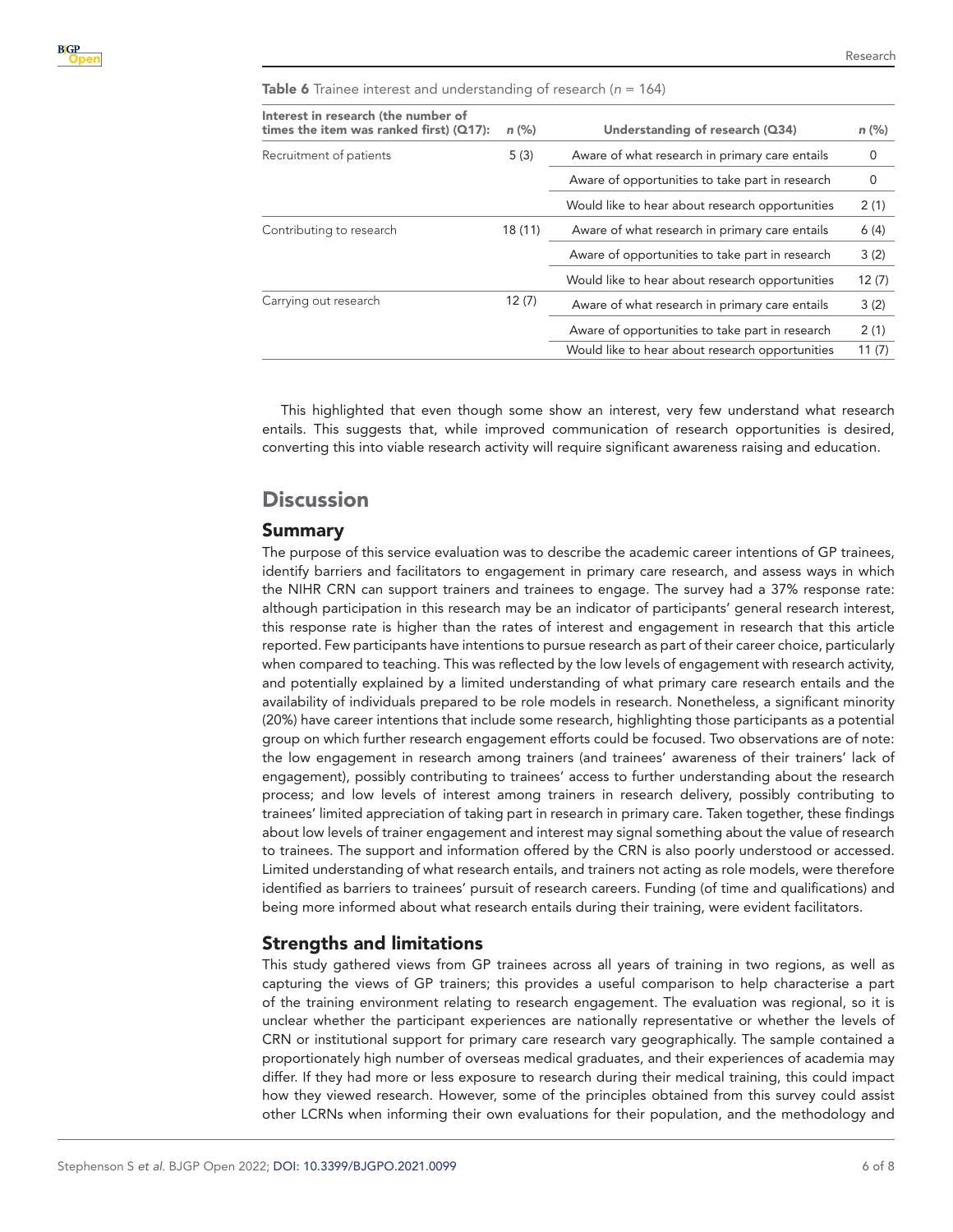**Table 6** Trainee interest and understanding of research (*n* = 164)

| Interest in research (the number of times the item was ranked first) (Q17): | *n* (%) | Understanding of research (Q34) | *n* (%) |
|---|---|---|---|
| Recruitment of patients | 5 (3) | Aware of what research in primary care entails | 0 |
| | | Aware of opportunities to take part in research | 0 |
| | | Would like to hear about research opportunities | 2 (1) |
| Contributing to research | 18 (11) | Aware of what research in primary care entails | 6 (4) |
| | | Aware of opportunities to take part in research | 3 (2) |
| | | Would like to hear about research opportunities | 12 (7) |
| Carrying out research | 12 (7) | Aware of what research in primary care entails | 3 (2) |
| | | Aware of opportunities to take part in research | 2 (1) |
| | | Would like to hear about research opportunities | 11 (7) |

This highlighted that even though some show an interest, very few understand what research entails. This suggests that, while improved communication of research opportunities is desired, converting this into viable research activity will require significant awareness raising and education.

# Discussion

## Summary

The purpose of this service evaluation was to describe the academic career intentions of GP trainees, identify barriers and facilitators to engagement in primary care research, and assess ways in which the NIHR CRN can support trainers and trainees to engage. The survey had a 37% response rate: although participation in this research may be an indicator of participants' general research interest, this response rate is higher than the rates of interest and engagement in research that this article reported. Few participants have intentions to pursue research as part of their career choice, particularly when compared to teaching. This was reflected by the low levels of engagement with research activity, and potentially explained by a limited understanding of what primary care research entails and the availability of individuals prepared to be role models in research. Nonetheless, a significant minority (20%) have career intentions that include some research, highlighting those participants as a potential group on which further research engagement efforts could be focused. Two observations are of note: the low engagement in research among trainers (and trainees' awareness of their trainers' lack of engagement), possibly contributing to trainees' access to further understanding about the research process; and low levels of interest among trainers in research delivery, possibly contributing to trainees' limited appreciation of taking part in research in primary care. Taken together, these findings about low levels of trainer engagement and interest may signal something about the value of research to trainees. The support and information offered by the CRN is also poorly understood or accessed. Limited understanding of what research entails, and trainers not acting as role models, were therefore identified as barriers to trainees' pursuit of research careers. Funding (of time and qualifications) and being more informed about what research entails during their training, were evident facilitators.

## Strengths and limitations

This study gathered views from GP trainees across all years of training in two regions, as well as capturing the views of GP trainers; this provides a useful comparison to help characterise a part of the training environment relating to research engagement. The evaluation was regional, so it is unclear whether the participant experiences are nationally representative or whether the levels of CRN or institutional support for primary care research vary geographically. The sample contained a proportionately high number of overseas medical graduates, and their experiences of academia may differ. If they had more or less exposure to research during their medical training, this could impact how they viewed research. However, some of the principles obtained from this survey could assist other LCRNs when informing their own evaluations for their population, and the methodology and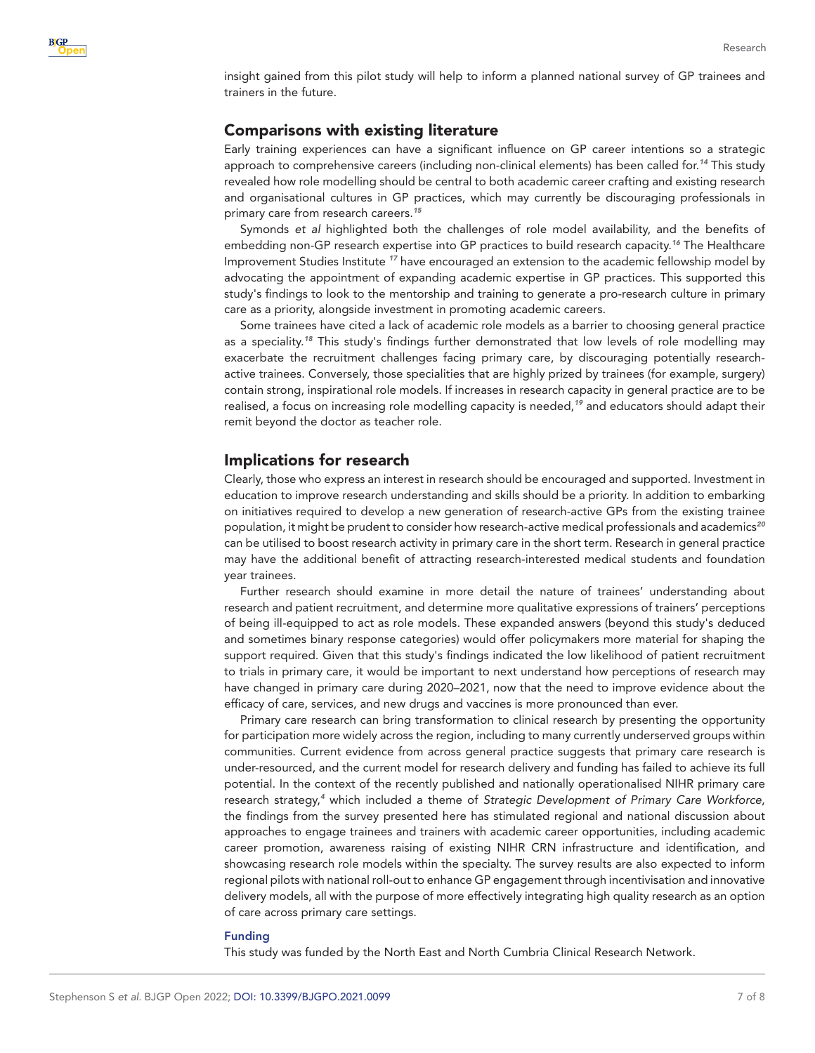insight gained from this pilot study will help to inform a planned national survey of GP trainees and trainers in the future.

## Comparisons with existing literature

Early training experiences can have a significant influence on GP career intentions so a strategic approach to comprehensive careers (including non-clinical elements) has been called for.[14] This study revealed how role modelling should be central to both academic career crafting and existing research and organisational cultures in GP practices, which may currently be discouraging professionals in primary care from research careers.[15]

Symonds *et al* highlighted both the challenges of role model availability, and the benefits of embedding non-GP research expertise into GP practices to build research capacity.[16] The Healthcare Improvement Studies Institute [17] have encouraged an extension to the academic fellowship model by advocating the appointment of expanding academic expertise in GP practices. This supported this study's findings to look to the mentorship and training to generate a pro-research culture in primary care as a priority, alongside investment in promoting academic careers.

Some trainees have cited a lack of academic role models as a barrier to choosing general practice as a speciality.[18] This study's findings further demonstrated that low levels of role modelling may exacerbate the recruitment challenges facing primary care, by discouraging potentially research-active trainees. Conversely, those specialities that are highly prized by trainees (for example, surgery) contain strong, inspirational role models. If increases in research capacity in general practice are to be realised, a focus on increasing role modelling capacity is needed,[19] and educators should adapt their remit beyond the doctor as teacher role.

## Implications for research

Clearly, those who express an interest in research should be encouraged and supported. Investment in education to improve research understanding and skills should be a priority. In addition to embarking on initiatives required to develop a new generation of research-active GPs from the existing trainee population, it might be prudent to consider how research-active medical professionals and academics[20] can be utilised to boost research activity in primary care in the short term. Research in general practice may have the additional benefit of attracting research-interested medical students and foundation year trainees.

Further research should examine in more detail the nature of trainees' understanding about research and patient recruitment, and determine more qualitative expressions of trainers' perceptions of being ill-equipped to act as role models. These expanded answers (beyond this study's deduced and sometimes binary response categories) would offer policymakers more material for shaping the support required. Given that this study's findings indicated the low likelihood of patient recruitment to trials in primary care, it would be important to next understand how perceptions of research may have changed in primary care during 2020–2021, now that the need to improve evidence about the efficacy of care, services, and new drugs and vaccines is more pronounced than ever.

Primary care research can bring transformation to clinical research by presenting the opportunity for participation more widely across the region, including to many currently underserved groups within communities. Current evidence from across general practice suggests that primary care research is under-resourced, and the current model for research delivery and funding has failed to achieve its full potential. In the context of the recently published and nationally operationalised NIHR primary care research strategy,[4] which included a theme of *Strategic Development of Primary Care Workforce*, the findings from the survey presented here has stimulated regional and national discussion about approaches to engage trainees and trainers with academic career opportunities, including academic career promotion, awareness raising of existing NIHR CRN infrastructure and identification, and showcasing research role models within the specialty. The survey results are also expected to inform regional pilots with national roll-out to enhance GP engagement through incentivisation and innovative delivery models, all with the purpose of more effectively integrating high quality research as an option of care across primary care settings.

### Funding

This study was funded by the North East and North Cumbria Clinical Research Network.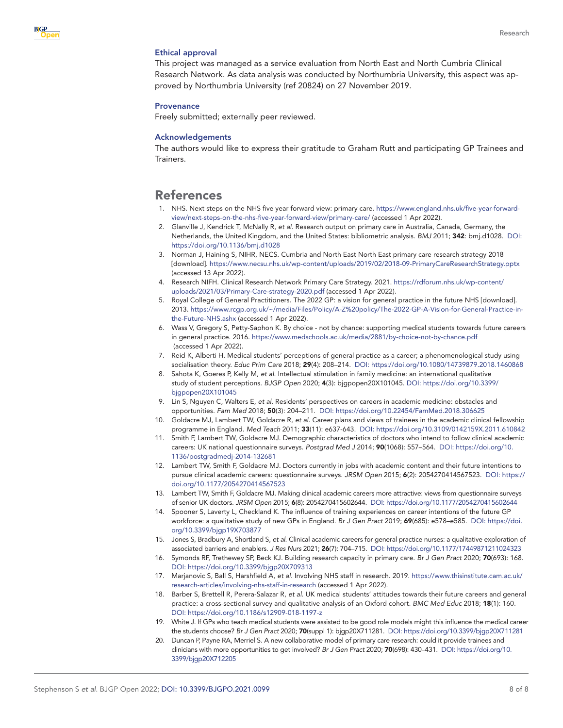### Ethical approval

This project was managed as a service evaluation from North East and North Cumbria Clinical Research Network. As data analysis was conducted by Northumbria University, this aspect was approved by Northumbria University (ref 20824) on 27 November 2019.

### Provenance

Freely submitted; externally peer reviewed.

### Acknowledgements

The authors would like to express their gratitude to Graham Rutt and participating GP Trainees and Trainers.

## References

1. NHS. Next steps on the NHS five year forward view: primary care. https://www.england.nhs.uk/five-year-forward-view/next-steps-on-the-nhs-five-year-forward-view/primary-care/ (accessed 1 Apr 2022).
2. Glanville J, Kendrick T, McNally R, *et al*. Research output on primary care in Australia, Canada, Germany, the Netherlands, the United Kingdom, and the United States: bibliometric analysis. *BMJ* 2011; **342**: bmj.d1028. DOI: https://doi.org/10.1136/bmj.d1028
3. Norman J, Haining S, NIHR, NECS. Cumbria and North East North East primary care research strategy 2018 [download]. https://www.necsu.nhs.uk/wp-content/uploads/2019/02/2018-09-PrimaryCareResearchStrategy.pptx (accessed 13 Apr 2022).
4. Research NIFH. Clinical Research Network Primary Care Strategy. 2021. https://rdforum.nhs.uk/wp-content/uploads/2021/03/Primary-Care-strategy-2020.pdf (accessed 1 Apr 2022).
5. Royal College of General Practitioners. The 2022 GP: a vision for general practice in the future NHS [download]. 2013. https://www.rcgp.org.uk/~/media/Files/Policy/A-Z%20policy/The-2022-GP-A-Vision-for-General-Practice-in-the-Future-NHS.ashx (accessed 1 Apr 2022).
6. Wass V, Gregory S, Petty-Saphon K. By choice - not by chance: supporting medical students towards future careers in general practice. 2016. https://www.medschools.ac.uk/media/2881/by-choice-not-by-chance.pdf (accessed 1 Apr 2022).
7. Reid K, Alberti H. Medical students' perceptions of general practice as a career; a phenomenological study using socialisation theory. *Educ Prim Care* 2018; **29**(4): 208–214. DOI: https://doi.org/10.1080/14739879.2018.1460868
8. Sahota K, Goeres P, Kelly M, *et al*. Intellectual stimulation in family medicine: an international qualitative study of student perceptions. *BJGP Open* 2020; **4**(3): bjgpopen20X101045. DOI: https://doi.org/10.3399/bjgpopen20X101045
9. Lin S, Nguyen C, Walters E, *et al*. Residents' perspectives on careers in academic medicine: obstacles and opportunities. *Fam Med* 2018; **50**(3): 204–211. DOI: https://doi.org/10.22454/FamMed.2018.306625
10. Goldacre MJ, Lambert TW, Goldacre R, *et al*. Career plans and views of trainees in the academic clinical fellowship programme in England. *Med Teach* 2011; **33**(11): e637-643. DOI: https://doi.org/10.3109/0142159X.2011.610842
11. Smith F, Lambert TW, Goldacre MJ. Demographic characteristics of doctors who intend to follow clinical academic careers: UK national questionnaire surveys. *Postgrad Med J* 2014; **90**(1068): 557–564. DOI: https://doi.org/10.1136/postgradmedj-2014-132681
12. Lambert TW, Smith F, Goldacre MJ. Doctors currently in jobs with academic content and their future intentions to pursue clinical academic careers: questionnaire surveys. *JRSM Open* 2015; **6**(2): 2054270414567523. DOI: https://doi.org/10.1177/2054270414567523
13. Lambert TW, Smith F, Goldacre MJ. Making clinical academic careers more attractive: views from questionnaire surveys of senior UK doctors. *JRSM Open* 2015; **6**(8): 2054270415602644. DOI: https://doi.org/10.1177/2054270415602644
14. Spooner S, Laverty L, Checkland K. The influence of training experiences on career intentions of the future GP workforce: a qualitative study of new GPs in England. *Br J Gen Pract* 2019; **69**(685): e578–e585. DOI: https://doi.org/10.3399/bjgp19X703877
15. Jones S, Bradbury A, Shortland S, *et al*. Clinical academic careers for general practice nurses: a qualitative exploration of associated barriers and enablers. *J Res Nurs* 2021; **26**(7): 704–715. DOI: https://doi.org/10.1177/17449871211024323
16. Symonds RF, Trethewey SP, Beck KJ. Building research capacity in primary care. *Br J Gen Pract* 2020; **70**(693): 168. DOI: https://doi.org/10.3399/bjgp20X709313
17. Marjanovic S, Ball S, Harshfield A, *et al*. Involving NHS staff in research. 2019. https://www.thisinstitute.cam.ac.uk/research-articles/involving-nhs-staff-in-research (accessed 1 Apr 2022).
18. Barber S, Brettell R, Perera-Salazar R, *et al*. UK medical students' attitudes towards their future careers and general practice: a cross-sectional survey and qualitative analysis of an Oxford cohort. *BMC Med Educ* 2018; **18**(1): 160. DOI: https://doi.org/10.1186/s12909-018-1197-z
19. White J. If GPs who teach medical students were assisted to be good role models might this influence the medical career the students choose? *Br J Gen Pract* 2020; **70**(suppl 1): bjgp20X711281. DOI: https://doi.org/10.3399/bjgp20X711281
20. Duncan P, Payne RA, Merriel S. A new collaborative model of primary care research: could it provide trainees and clinicians with more opportunities to get involved? *Br J Gen Pract* 2020; **70**(698): 430–431. DOI: https://doi.org/10.3399/bjgp20X712205